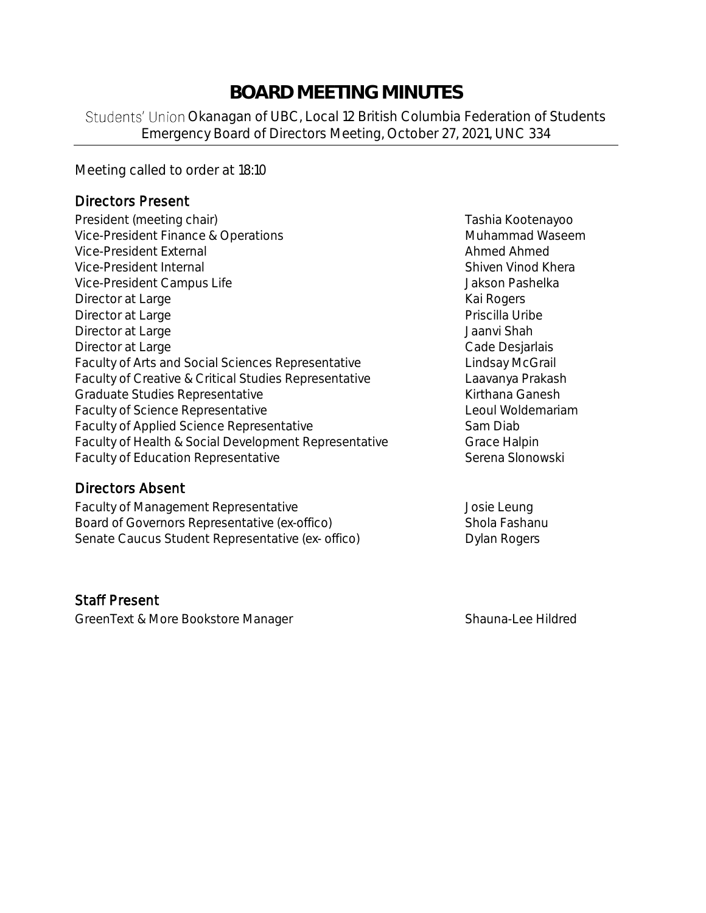# BOARD MEETING MINUTES

Students' Union Okanagan of UBC, Local 12 British Columbia Federation of Students
Emergency Board of Directors Meeting, October 27, 2021, UNC 334

Meeting called to order at 18:10

## Directors Present

| | |
|---|---|
| President (meeting chair) | Tashia Kootenayoo |
| Vice-President Finance & Operations | Muhammad Waseem |
| Vice-President External | Ahmed Ahmed |
| Vice-President Internal | Shiven Vinod Khera |
| Vice-President Campus Life | Jakson Pashelka |
| Director at Large | Kai Rogers |
| Director at Large | Priscilla Uribe |
| Director at Large | Jaanvi Shah |
| Director at Large | Cade Desjarlais |
| Faculty of Arts and Social Sciences Representative | Lindsay McGrail |
| Faculty of Creative & Critical Studies Representative | Laavanya Prakash |
| Graduate Studies Representative | Kirthana Ganesh |
| Faculty of Science Representative | Leoul Woldemariam |
| Faculty of Applied Science Representative | Sam Diab |
| Faculty of Health & Social Development Representative | Grace Halpin |
| Faculty of Education Representative | Serena Slonowski |

## Directors Absent

| | |
|---|---|
| Faculty of Management Representative | Josie Leung |
| Board of Governors Representative (ex-offico) | Shola Fashanu |
| Senate Caucus Student Representative (ex- offico) | Dylan Rogers |

## Staff Present

| | |
|---|---|
| GreenText & More Bookstore Manager | Shauna-Lee Hildred |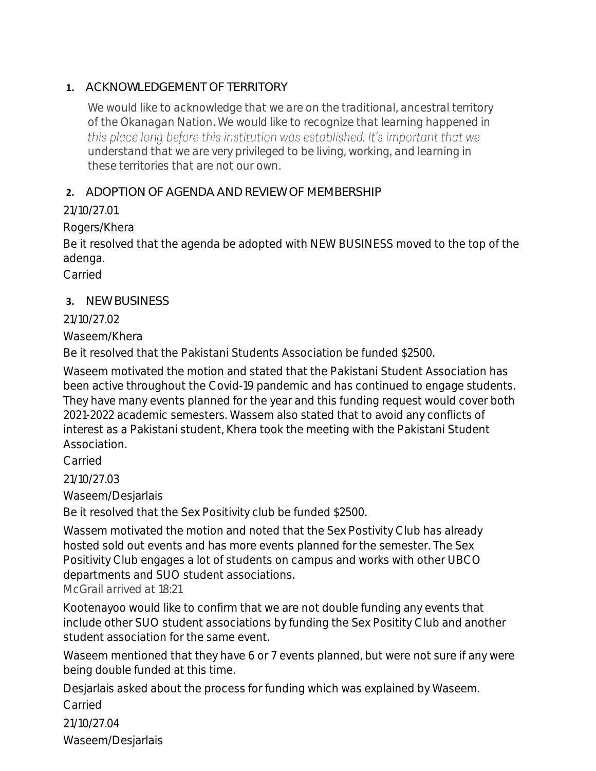## 1. ACKNOWLEDGEMENT OF TERRITORY

We would like to acknowledge that we are on the traditional, ancestral territory of the Okanagan Nation. We would like to recognize that learning happened in this place long before this institution was established. It's important that we understand that we are very privileged to be living, working, and learning in these territories that are not our own.

## 2. ADOPTION OF AGENDA AND REVIEW OF MEMBERSHIP

21/10/27.01

Rogers/Khera

Be it resolved that the agenda be adopted with NEW BUSINESS moved to the top of the adenga.

Carried

## 3. NEW BUSINESS

21/10/27.02

Waseem/Khera

Be it resolved that the Pakistani Students Association be funded $2500.

Waseem motivated the motion and stated that the Pakistani Student Association has been active throughout the Covid-19 pandemic and has continued to engage students. They have many events planned for the year and this funding request would cover both 2021-2022 academic semesters. Wassem also stated that to avoid any conflicts of interest as a Pakistani student, Khera took the meeting with the Pakistani Student Association.

Carried

21/10/27.03

Waseem/Desjarlais

Be it resolved that the Sex Positivity club be funded $2500.

Wassem motivated the motion and noted that the Sex Postivity Club has already hosted sold out events and has more events planned for the semester. The Sex Positivity Club engages a lot of students on campus and works with other UBCO departments and SUO student associations.

*McGrail arrived at 18:21*

Kootenayoo would like to confirm that we are not double funding any events that include other SUO student associations by funding the Sex Positity Club and another student association for the same event.

Waseem mentioned that they have 6 or 7 events planned, but were not sure if any were being double funded at this time.

Desjarlais asked about the process for funding which was explained by Waseem.

Carried

21/10/27.04

Waseem/Desjarlais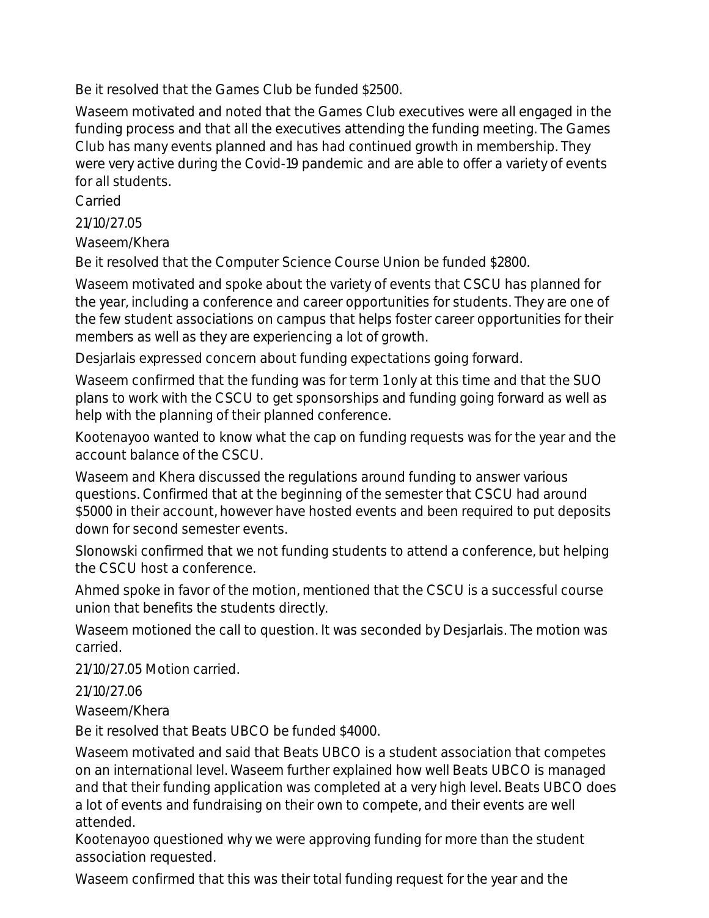Be it resolved that the Games Club be funded $2500.

Waseem motivated and noted that the Games Club executives were all engaged in the funding process and that all the executives attending the funding meeting. The Games Club has many events planned and has had continued growth in membership. They were very active during the Covid-19 pandemic and are able to offer a variety of events for all students.

Carried

21/10/27.05

Waseem/Khera

Be it resolved that the Computer Science Course Union be funded $2800.

Waseem motivated and spoke about the variety of events that CSCU has planned for the year, including a conference and career opportunities for students. They are one of the few student associations on campus that helps foster career opportunities for their members as well as they are experiencing a lot of growth.

Desjarlais expressed concern about funding expectations going forward.

Waseem confirmed that the funding was for term 1 only at this time and that the SUO plans to work with the CSCU to get sponsorships and funding going forward as well as help with the planning of their planned conference.

Kootenayoo wanted to know what the cap on funding requests was for the year and the account balance of the CSCU.

Waseem and Khera discussed the regulations around funding to answer various questions. Confirmed that at the beginning of the semester that CSCU had around $5000 in their account, however have hosted events and been required to put deposits down for second semester events.

Slonowski confirmed that we not funding students to attend a conference, but helping the CSCU host a conference.

Ahmed spoke in favor of the motion, mentioned that the CSCU is a successful course union that benefits the students directly.

Waseem motioned the call to question. It was seconded by Desjarlais. The motion was carried.

21/10/27.05 Motion carried.

21/10/27.06

Waseem/Khera

Be it resolved that Beats UBCO be funded $4000.

Waseem motivated and said that Beats UBCO is a student association that competes on an international level. Waseem further explained how well Beats UBCO is managed and that their funding application was completed at a very high level. Beats UBCO does a lot of events and fundraising on their own to compete, and their events are well attended.

Kootenayoo questioned why we were approving funding for more than the student association requested.

Waseem confirmed that this was their total funding request for the year and the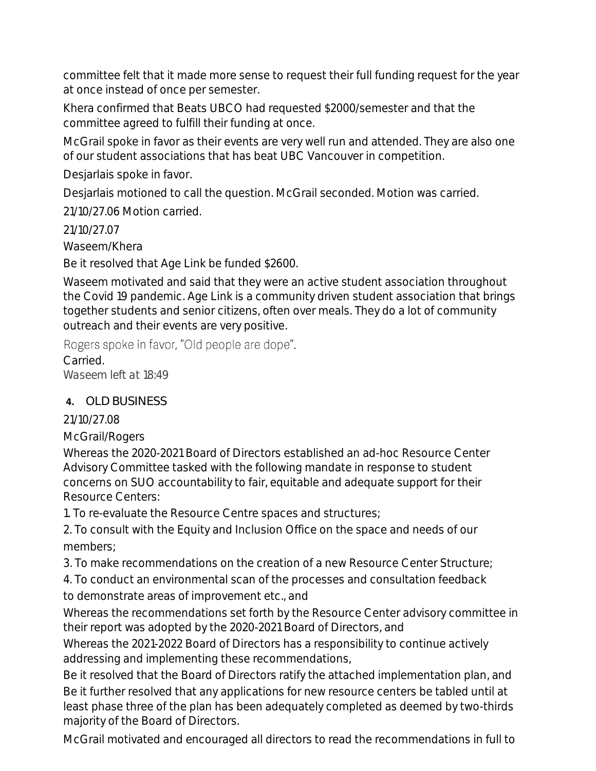committee felt that it made more sense to request their full funding request for the year at once instead of once per semester.

Khera confirmed that Beats UBCO had requested $2000/semester and that the committee agreed to fulfill their funding at once.

McGrail spoke in favor as their events are very well run and attended. They are also one of our student associations that has beat UBC Vancouver in competition.

Desjarlais spoke in favor.

Desjarlais motioned to call the question. McGrail seconded. Motion was carried.

21/10/27.06 Motion carried.

21/10/27.07

Waseem/Khera

Be it resolved that Age Link be funded $2600.

Waseem motivated and said that they were an active student association throughout the Covid 19 pandemic. Age Link is a community driven student association that brings together students and senior citizens, often over meals. They do a lot of community outreach and their events are very positive.

Rogers spoke in favor, "Old people are dope".

Carried.

*Waseem left at 18:49*

## 4. OLD BUSINESS

21/10/27.08

McGrail/Rogers

Whereas the 2020-2021 Board of Directors established an ad-hoc Resource Center Advisory Committee tasked with the following mandate in response to student concerns on SUO accountability to fair, equitable and adequate support for their Resource Centers:

1. To re-evaluate the Resource Centre spaces and structures;
2. To consult with the Equity and Inclusion Office on the space and needs of our members;
3. To make recommendations on the creation of a new Resource Center Structure;
4. To conduct an environmental scan of the processes and consultation feedback to demonstrate areas of improvement etc., and

Whereas the recommendations set forth by the Resource Center advisory committee in their report was adopted by the 2020-2021 Board of Directors, and

Whereas the 2021-2022 Board of Directors has a responsibility to continue actively addressing and implementing these recommendations,

Be it resolved that the Board of Directors ratify the attached implementation plan, and

Be it further resolved that any applications for new resource centers be tabled until at least phase three of the plan has been adequately completed as deemed by two-thirds majority of the Board of Directors.

McGrail motivated and encouraged all directors to read the recommendations in full to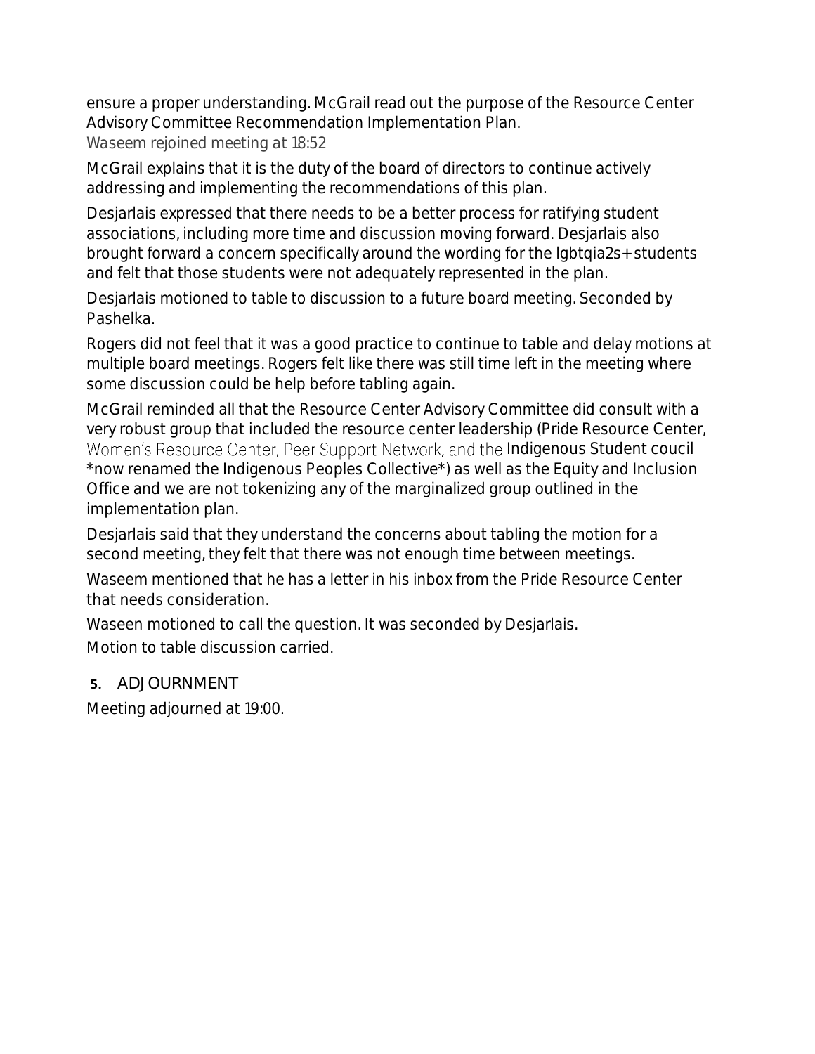ensure a proper understanding. McGrail read out the purpose of the Resource Center Advisory Committee Recommendation Implementation Plan.

Waseem rejoined meeting at 18:52

McGrail explains that it is the duty of the board of directors to continue actively addressing and implementing the recommendations of this plan.

Desjarlais expressed that there needs to be a better process for ratifying student associations, including more time and discussion moving forward. Desjarlais also brought forward a concern specifically around the wording for the lgbtqia2s+ students and felt that those students were not adequately represented in the plan.

Desjarlais motioned to table to discussion to a future board meeting. Seconded by Pashelka.

Rogers did not feel that it was a good practice to continue to table and delay motions at multiple board meetings. Rogers felt like there was still time left in the meeting where some discussion could be help before tabling again.

McGrail reminded all that the Resource Center Advisory Committee did consult with a very robust group that included the resource center leadership (Pride Resource Center, Women's Resource Center, Peer Support Network, and the Indigenous Student coucil *now renamed the Indigenous Peoples Collective*) as well as the Equity and Inclusion Office and we are not tokenizing any of the marginalized group outlined in the implementation plan.

Desjarlais said that they understand the concerns about tabling the motion for a second meeting, they felt that there was not enough time between meetings.

Waseem mentioned that he has a letter in his inbox from the Pride Resource Center that needs consideration.

Waseen motioned to call the question. It was seconded by Desjarlais.

Motion to table discussion carried.

## 5. ADJOURNMENT

Meeting adjourned at 19:00.